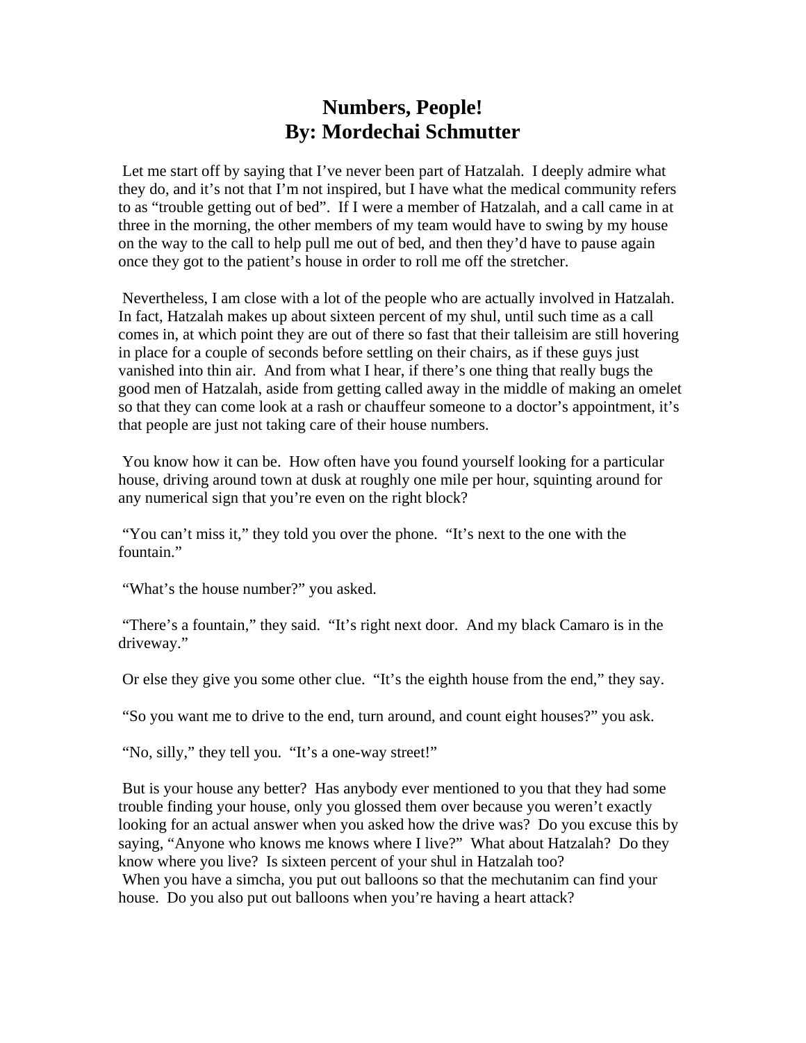# Numbers, People!
# By: Mordechai Schmutter

Let me start off by saying that I've never been part of Hatzalah. I deeply admire what they do, and it's not that I'm not inspired, but I have what the medical community refers to as "trouble getting out of bed". If I were a member of Hatzalah, and a call came in at three in the morning, the other members of my team would have to swing by my house on the way to the call to help pull me out of bed, and then they'd have to pause again once they got to the patient's house in order to roll me off the stretcher.

Nevertheless, I am close with a lot of the people who are actually involved in Hatzalah. In fact, Hatzalah makes up about sixteen percent of my shul, until such time as a call comes in, at which point they are out of there so fast that their talleisim are still hovering in place for a couple of seconds before settling on their chairs, as if these guys just vanished into thin air. And from what I hear, if there's one thing that really bugs the good men of Hatzalah, aside from getting called away in the middle of making an omelet so that they can come look at a rash or chauffeur someone to a doctor's appointment, it's that people are just not taking care of their house numbers.

You know how it can be. How often have you found yourself looking for a particular house, driving around town at dusk at roughly one mile per hour, squinting around for any numerical sign that you're even on the right block?

"You can't miss it," they told you over the phone. "It's next to the one with the fountain."

"What's the house number?" you asked.

"There's a fountain," they said. "It's right next door. And my black Camaro is in the driveway."

Or else they give you some other clue. "It's the eighth house from the end," they say.

"So you want me to drive to the end, turn around, and count eight houses?" you ask.

"No, silly," they tell you. "It's a one-way street!"

But is your house any better? Has anybody ever mentioned to you that they had some trouble finding your house, only you glossed them over because you weren't exactly looking for an actual answer when you asked how the drive was? Do you excuse this by saying, "Anyone who knows me knows where I live?" What about Hatzalah? Do they know where you live? Is sixteen percent of your shul in Hatzalah too?

When you have a simcha, you put out balloons so that the mechutanim can find your house. Do you also put out balloons when you're having a heart attack?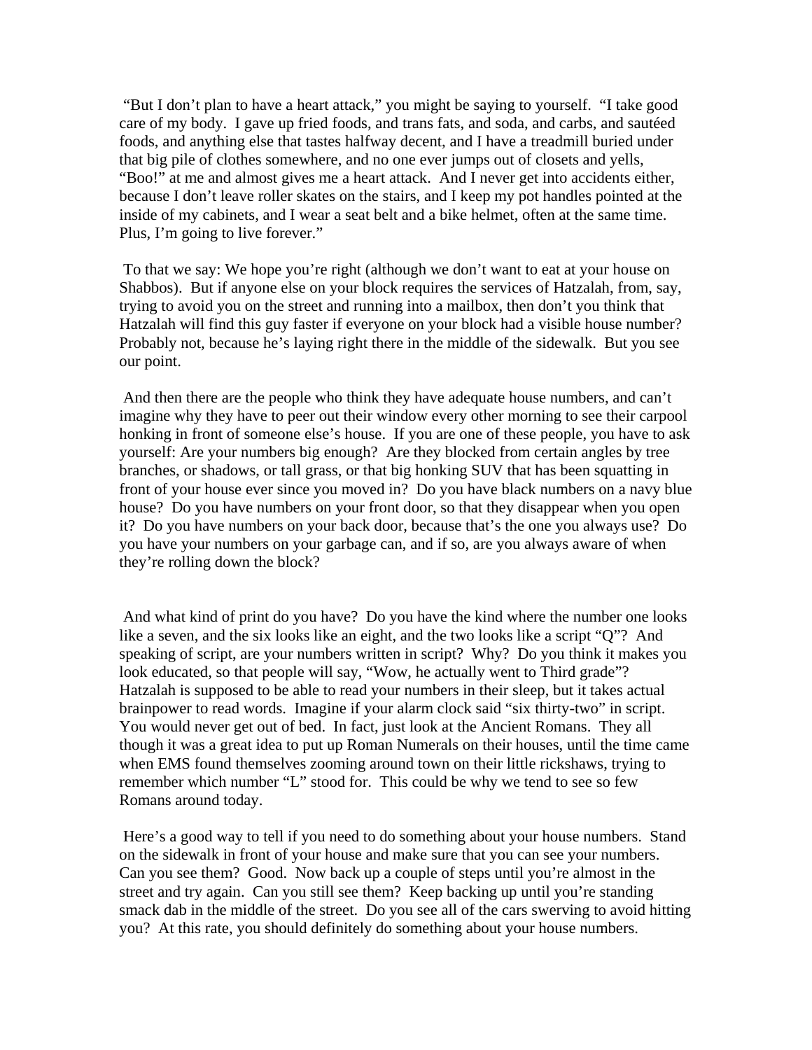"But I don't plan to have a heart attack," you might be saying to yourself. "I take good care of my body. I gave up fried foods, and trans fats, and soda, and carbs, and sautéed foods, and anything else that tastes halfway decent, and I have a treadmill buried under that big pile of clothes somewhere, and no one ever jumps out of closets and yells, "Boo!" at me and almost gives me a heart attack. And I never get into accidents either, because I don't leave roller skates on the stairs, and I keep my pot handles pointed at the inside of my cabinets, and I wear a seat belt and a bike helmet, often at the same time. Plus, I'm going to live forever."

To that we say: We hope you're right (although we don't want to eat at your house on Shabbos). But if anyone else on your block requires the services of Hatzalah, from, say, trying to avoid you on the street and running into a mailbox, then don't you think that Hatzalah will find this guy faster if everyone on your block had a visible house number? Probably not, because he's laying right there in the middle of the sidewalk. But you see our point.

And then there are the people who think they have adequate house numbers, and can't imagine why they have to peer out their window every other morning to see their carpool honking in front of someone else's house. If you are one of these people, you have to ask yourself: Are your numbers big enough? Are they blocked from certain angles by tree branches, or shadows, or tall grass, or that big honking SUV that has been squatting in front of your house ever since you moved in? Do you have black numbers on a navy blue house? Do you have numbers on your front door, so that they disappear when you open it? Do you have numbers on your back door, because that's the one you always use? Do you have your numbers on your garbage can, and if so, are you always aware of when they're rolling down the block?

And what kind of print do you have? Do you have the kind where the number one looks like a seven, and the six looks like an eight, and the two looks like a script "Q"? And speaking of script, are your numbers written in script? Why? Do you think it makes you look educated, so that people will say, "Wow, he actually went to Third grade"? Hatzalah is supposed to be able to read your numbers in their sleep, but it takes actual brainpower to read words. Imagine if your alarm clock said "six thirty-two" in script. You would never get out of bed. In fact, just look at the Ancient Romans. They all though it was a great idea to put up Roman Numerals on their houses, until the time came when EMS found themselves zooming around town on their little rickshaws, trying to remember which number "L" stood for. This could be why we tend to see so few Romans around today.

Here's a good way to tell if you need to do something about your house numbers. Stand on the sidewalk in front of your house and make sure that you can see your numbers. Can you see them? Good. Now back up a couple of steps until you're almost in the street and try again. Can you still see them? Keep backing up until you're standing smack dab in the middle of the street. Do you see all of the cars swerving to avoid hitting you? At this rate, you should definitely do something about your house numbers.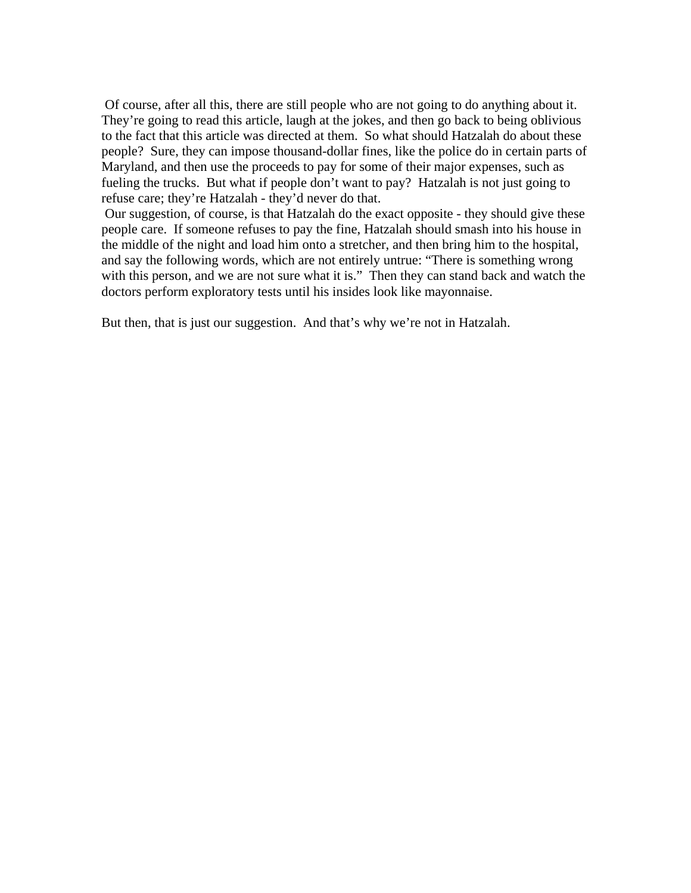Of course, after all this, there are still people who are not going to do anything about it. They're going to read this article, laugh at the jokes, and then go back to being oblivious to the fact that this article was directed at them. So what should Hatzalah do about these people? Sure, they can impose thousand-dollar fines, like the police do in certain parts of Maryland, and then use the proceeds to pay for some of their major expenses, such as fueling the trucks. But what if people don't want to pay? Hatzalah is not just going to refuse care; they're Hatzalah - they'd never do that.

Our suggestion, of course, is that Hatzalah do the exact opposite - they should give these people care. If someone refuses to pay the fine, Hatzalah should smash into his house in the middle of the night and load him onto a stretcher, and then bring him to the hospital, and say the following words, which are not entirely untrue: "There is something wrong with this person, and we are not sure what it is." Then they can stand back and watch the doctors perform exploratory tests until his insides look like mayonnaise.

But then, that is just our suggestion. And that's why we're not in Hatzalah.